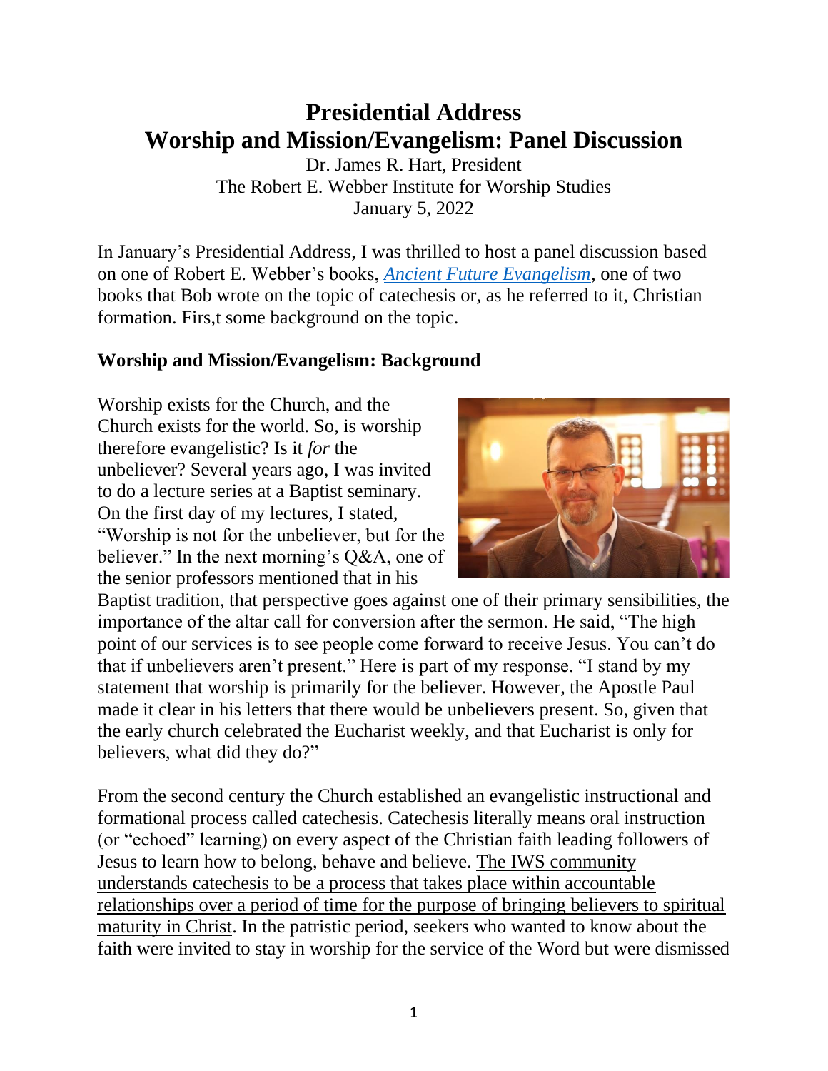# Presidential Address
# Worship and Mission/Evangelism: Panel Discussion

Dr. James R. Hart, President
The Robert E. Webber Institute for Worship Studies
January 5, 2022

In January's Presidential Address, I was thrilled to host a panel discussion based on one of Robert E. Webber's books, *Ancient Future Evangelism*, one of two books that Bob wrote on the topic of catechesis or, as he referred to it, Christian formation. Firs,t some background on the topic.

## Worship and Mission/Evangelism: Background

Worship exists for the Church, and the Church exists for the world. So, is worship therefore evangelistic? Is it *for* the unbeliever? Several years ago, I was invited to do a lecture series at a Baptist seminary. On the first day of my lectures, I stated, "Worship is not for the unbeliever, but for the believer." In the next morning's Q&A, one of the senior professors mentioned that in his Baptist tradition, that perspective goes against one of their primary sensibilities, the importance of the altar call for conversion after the sermon. He said, "The high point of our services is to see people come forward to receive Jesus. You can't do that if unbelievers aren't present." Here is part of my response. "I stand by my statement that worship is primarily for the believer. However, the Apostle Paul made it clear in his letters that there would be unbelievers present. So, given that the early church celebrated the Eucharist weekly, and that Eucharist is only for believers, what did they do?"

From the second century the Church established an evangelistic instructional and formational process called catechesis. Catechesis literally means oral instruction (or "echoed" learning) on every aspect of the Christian faith leading followers of Jesus to learn how to belong, behave and believe. The IWS community understands catechesis to be a process that takes place within accountable relationships over a period of time for the purpose of bringing believers to spiritual maturity in Christ. In the patristic period, seekers who wanted to know about the faith were invited to stay in worship for the service of the Word but were dismissed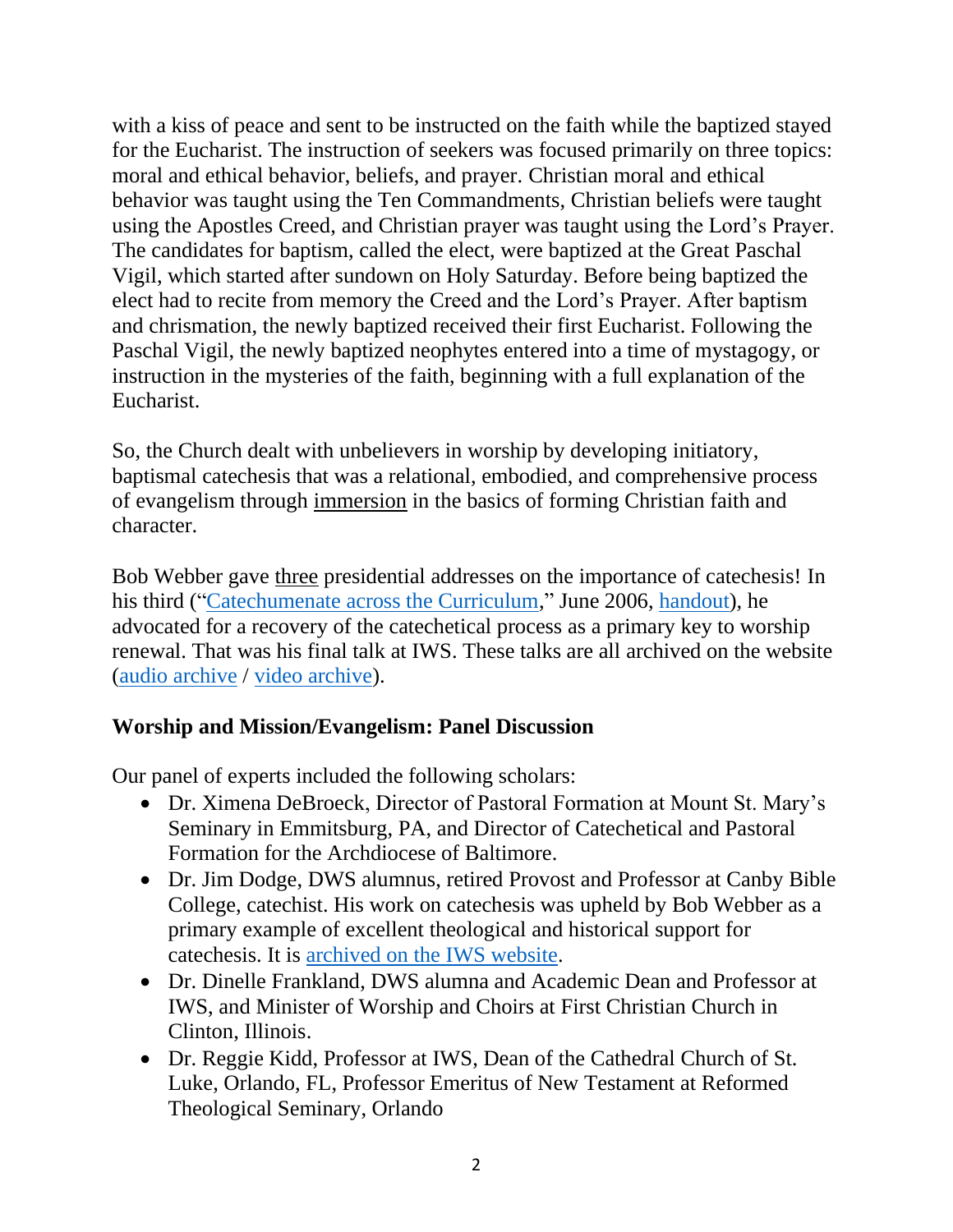with a kiss of peace and sent to be instructed on the faith while the baptized stayed for the Eucharist. The instruction of seekers was focused primarily on three topics: moral and ethical behavior, beliefs, and prayer. Christian moral and ethical behavior was taught using the Ten Commandments, Christian beliefs were taught using the Apostles Creed, and Christian prayer was taught using the Lord's Prayer. The candidates for baptism, called the elect, were baptized at the Great Paschal Vigil, which started after sundown on Holy Saturday. Before being baptized the elect had to recite from memory the Creed and the Lord's Prayer. After baptism and chrismation, the newly baptized received their first Eucharist. Following the Paschal Vigil, the newly baptized neophytes entered into a time of mystagogy, or instruction in the mysteries of the faith, beginning with a full explanation of the Eucharist.

So, the Church dealt with unbelievers in worship by developing initiatory, baptismal catechesis that was a relational, embodied, and comprehensive process of evangelism through immersion in the basics of forming Christian faith and character.

Bob Webber gave three presidential addresses on the importance of catechesis! In his third ("Catechumenate across the Curriculum," June 2006, handout), he advocated for a recovery of the catechetical process as a primary key to worship renewal. That was his final talk at IWS. These talks are all archived on the website (audio archive / video archive).

**Worship and Mission/Evangelism: Panel Discussion**

Our panel of experts included the following scholars:

- Dr. Ximena DeBroeck, Director of Pastoral Formation at Mount St. Mary's Seminary in Emmitsburg, PA, and Director of Catechetical and Pastoral Formation for the Archdiocese of Baltimore.
- Dr. Jim Dodge, DWS alumnus, retired Provost and Professor at Canby Bible College, catechist. His work on catechesis was upheld by Bob Webber as a primary example of excellent theological and historical support for catechesis. It is archived on the IWS website.
- Dr. Dinelle Frankland, DWS alumna and Academic Dean and Professor at IWS, and Minister of Worship and Choirs at First Christian Church in Clinton, Illinois.
- Dr. Reggie Kidd, Professor at IWS, Dean of the Cathedral Church of St. Luke, Orlando, FL, Professor Emeritus of New Testament at Reformed Theological Seminary, Orlando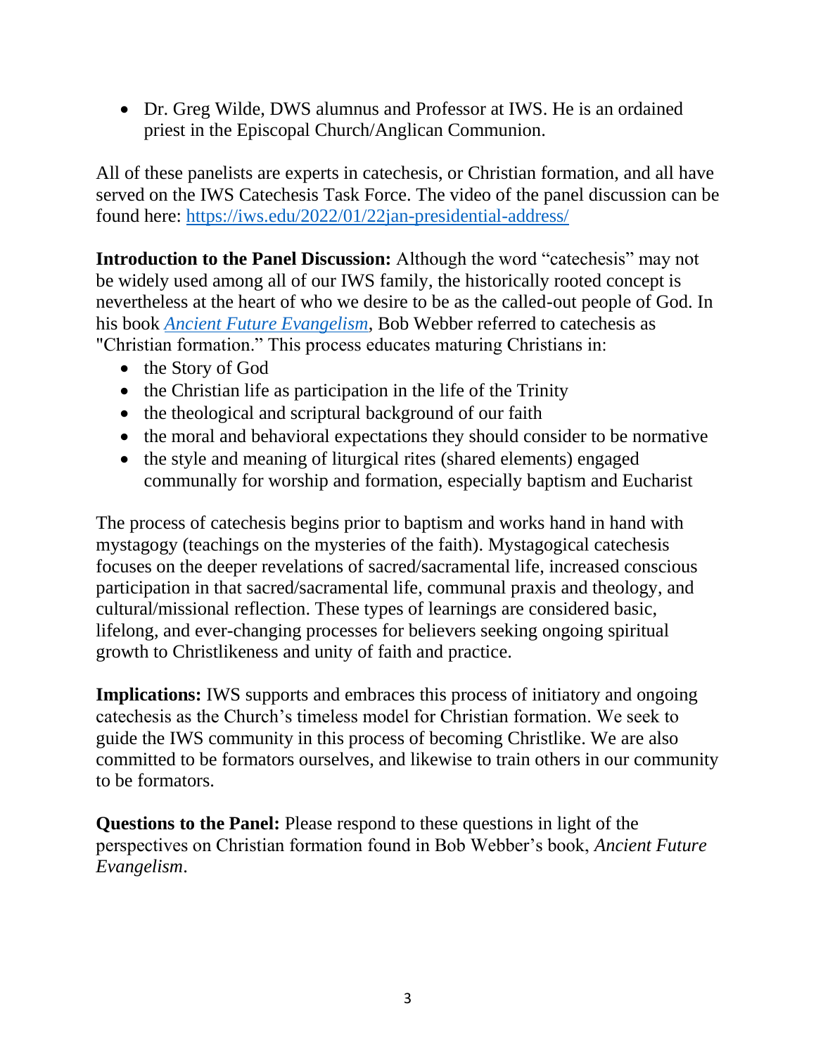- Dr. Greg Wilde, DWS alumnus and Professor at IWS. He is an ordained priest in the Episcopal Church/Anglican Communion.

All of these panelists are experts in catechesis, or Christian formation, and all have served on the IWS Catechesis Task Force. The video of the panel discussion can be found here: [https://iws.edu/2022/01/22jan-presidential-address/](https://iws.edu/2022/01/22jan-presidential-address/)

**Introduction to the Panel Discussion:** Although the word "catechesis" may not be widely used among all of our IWS family, the historically rooted concept is nevertheless at the heart of who we desire to be as the called-out people of God. In his book *Ancient Future Evangelism*, Bob Webber referred to catechesis as "Christian formation." This process educates maturing Christians in:

- the Story of God
- the Christian life as participation in the life of the Trinity
- the theological and scriptural background of our faith
- the moral and behavioral expectations they should consider to be normative
- the style and meaning of liturgical rites (shared elements) engaged communally for worship and formation, especially baptism and Eucharist

The process of catechesis begins prior to baptism and works hand in hand with mystagogy (teachings on the mysteries of the faith). Mystagogical catechesis focuses on the deeper revelations of sacred/sacramental life, increased conscious participation in that sacred/sacramental life, communal praxis and theology, and cultural/missional reflection. These types of learnings are considered basic, lifelong, and ever-changing processes for believers seeking ongoing spiritual growth to Christlikeness and unity of faith and practice.

**Implications:** IWS supports and embraces this process of initiatory and ongoing catechesis as the Church's timeless model for Christian formation. We seek to guide the IWS community in this process of becoming Christlike. We are also committed to be formators ourselves, and likewise to train others in our community to be formators.

**Questions to the Panel:** Please respond to these questions in light of the perspectives on Christian formation found in Bob Webber's book, *Ancient Future Evangelism*.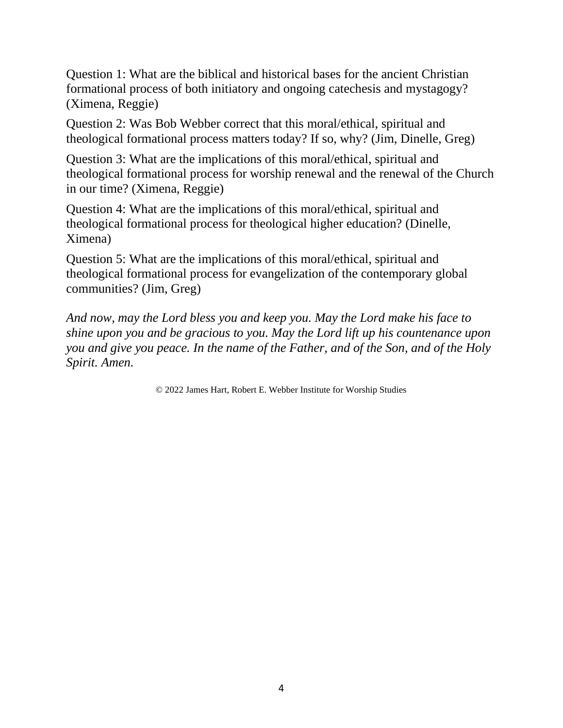Question 1: What are the biblical and historical bases for the ancient Christian formational process of both initiatory and ongoing catechesis and mystagogy? (Ximena, Reggie)

Question 2: Was Bob Webber correct that this moral/ethical, spiritual and theological formational process matters today? If so, why? (Jim, Dinelle, Greg)

Question 3: What are the implications of this moral/ethical, spiritual and theological formational process for worship renewal and the renewal of the Church in our time? (Ximena, Reggie)

Question 4: What are the implications of this moral/ethical, spiritual and theological formational process for theological higher education? (Dinelle, Ximena)

Question 5: What are the implications of this moral/ethical, spiritual and theological formational process for evangelization of the contemporary global communities? (Jim, Greg)

*And now, may the Lord bless you and keep you. May the Lord make his face to shine upon you and be gracious to you. May the Lord lift up his countenance upon you and give you peace. In the name of the Father, and of the Son, and of the Holy Spirit. Amen.*

© 2022 James Hart, Robert E. Webber Institute for Worship Studies